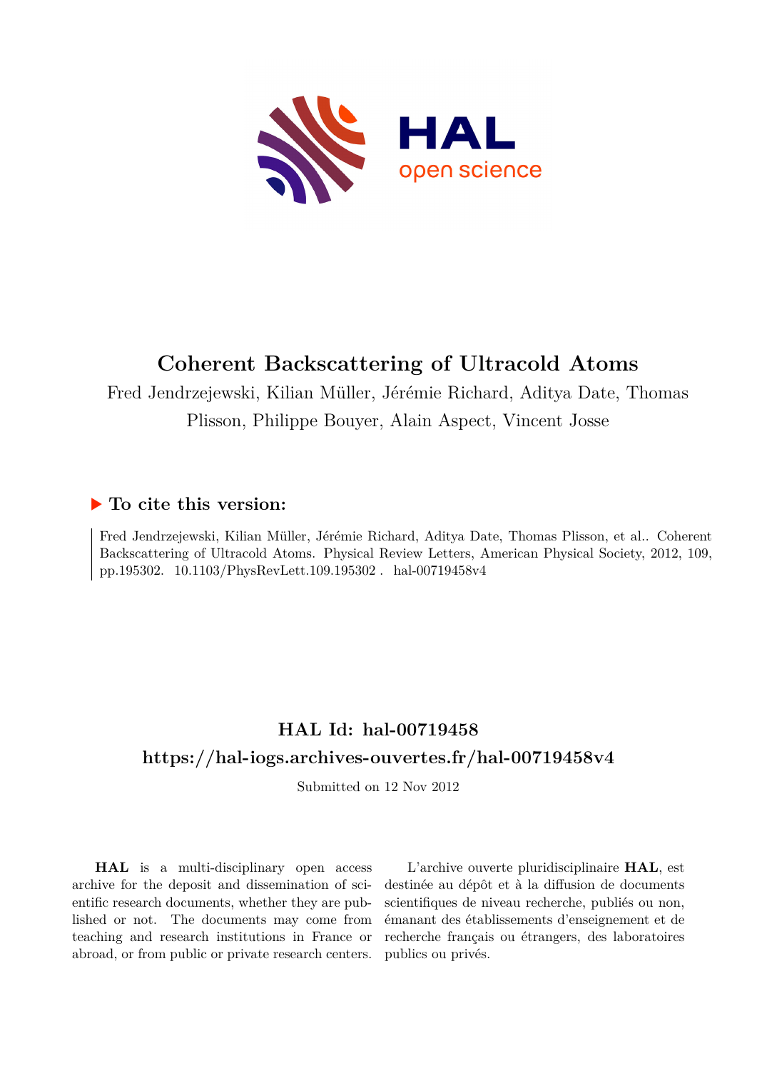# Coherent Backscattering of Ultracold Atoms

Fred Jendrzejewski, Kilian Müller, Jérémie Richard, Aditya Date, Thomas Plisson, Philippe Bouyer, Alain Aspect, Vincent Josse

### ▶ To cite this version:

Fred Jendrzejewski, Kilian Müller, Jérémie Richard, Aditya Date, Thomas Plisson, et al.. Coherent Backscattering of Ultracold Atoms. Physical Review Letters, American Physical Society, 2012, 109, pp.195302. 10.1103/PhysRevLett.109.195302 . hal-00719458v4

## HAL Id: hal-00719458

## https://hal-iogs.archives-ouvertes.fr/hal-00719458v4

Submitted on 12 Nov 2012

**HAL** is a multi-disciplinary open access archive for the deposit and dissemination of scientific research documents, whether they are published or not. The documents may come from teaching and research institutions in France or abroad, or from public or private research centers.

L'archive ouverte pluridisciplinaire **HAL**, est destinée au dépôt et à la diffusion de documents scientifiques de niveau recherche, publiés ou non, émanant des établissements d'enseignement et de recherche français ou étrangers, des laboratoires publics ou privés.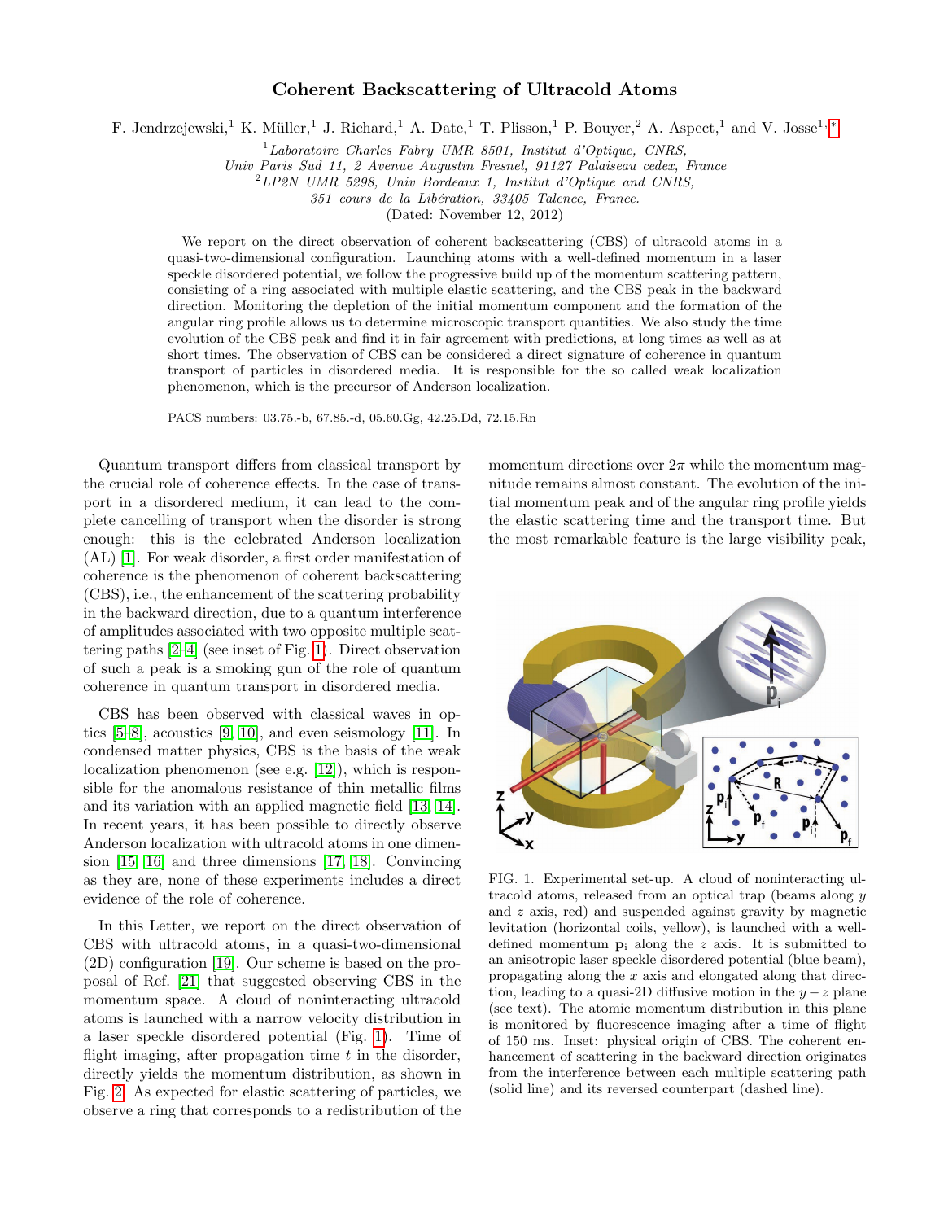# Coherent Backscattering of Ultracold Atoms

F. Jendrzejewski,[1] K. Müller,[1] J. Richard,[1] A. Date,[1] T. Plisson,[1] P. Bouyer,[2] A. Aspect,[1] and V. Josse[1,*]

[1] *Laboratoire Charles Fabry UMR 8501, Institut d'Optique, CNRS, Univ Paris Sud 11, 2 Avenue Augustin Fresnel, 91127 Palaiseau cedex, France*

[2] *LP2N UMR 5298, Univ Bordeaux 1, Institut d'Optique and CNRS, 351 cours de la Libération, 33405 Talence, France.*

(Dated: November 12, 2012)

We report on the direct observation of coherent backscattering (CBS) of ultracold atoms in a quasi-two-dimensional configuration. Launching atoms with a well-defined momentum in a laser speckle disordered potential, we follow the progressive build up of the momentum scattering pattern, consisting of a ring associated with multiple elastic scattering, and the CBS peak in the backward direction. Monitoring the depletion of the initial momentum component and the formation of the angular ring profile allows us to determine microscopic transport quantities. We also study the time evolution of the CBS peak and find it in fair agreement with predictions, at long times as well as at short times. The observation of CBS can be considered a direct signature of coherence in quantum transport of particles in disordered media. It is responsible for the so called weak localization phenomenon, which is the precursor of Anderson localization.

PACS numbers: 03.75.-b, 67.85.-d, 05.60.Gg, 42.25.Dd, 72.15.Rn

Quantum transport differs from classical transport by the crucial role of coherence effects. In the case of transport in a disordered medium, it can lead to the complete cancelling of transport when the disorder is strong enough: this is the celebrated Anderson localization (AL) [1]. For weak disorder, a first order manifestation of coherence is the phenomenon of coherent backscattering (CBS), i.e., the enhancement of the scattering probability in the backward direction, due to a quantum interference of amplitudes associated with two opposite multiple scattering paths [2–4] (see inset of Fig. 1). Direct observation of such a peak is a smoking gun of the role of quantum coherence in quantum transport in disordered media.

CBS has been observed with classical waves in optics [5–8], acoustics [9, 10], and even seismology [11]. In condensed matter physics, CBS is the basis of the weak localization phenomenon (see e.g. [12]), which is responsible for the anomalous resistance of thin metallic films and its variation with an applied magnetic field [13, 14]. In recent years, it has been possible to directly observe Anderson localization with ultracold atoms in one dimension [15, 16] and three dimensions [17, 18]. Convincing as they are, none of these experiments includes a direct evidence of the role of coherence.

In this Letter, we report on the direct observation of CBS with ultracold atoms, in a quasi-two-dimensional (2D) configuration [19]. Our scheme is based on the proposal of Ref. [21] that suggested observing CBS in the momentum space. A cloud of noninteracting ultracold atoms is launched with a narrow velocity distribution in a laser speckle disordered potential (Fig. 1). Time of flight imaging, after propagation time $t$ in the disorder, directly yields the momentum distribution, as shown in Fig. 2. As expected for elastic scattering of particles, we observe a ring that corresponds to a redistribution of the momentum directions over $2\pi$ while the momentum magnitude remains almost constant. The evolution of the initial momentum peak and of the angular ring profile yields the elastic scattering time and the transport time. But the most remarkable feature is the large visibility peak,

FIG. 1. Experimental set-up. A cloud of noninteracting ultracold atoms, released from an optical trap (beams along $y$ and $z$ axis, red) and suspended against gravity by magnetic levitation (horizontal coils, yellow), is launched with a well-defined momentum $\mathbf{p}_\mathrm{i}$ along the $z$ axis. It is submitted to an anisotropic laser speckle disordered potential (blue beam), propagating along the $x$ axis and elongated along that direction, leading to a quasi-2D diffusive motion in the $y-z$ plane (see text). The atomic momentum distribution in this plane is monitored by fluorescence imaging after a time of flight of 150 ms. Inset: physical origin of CBS. The coherent enhancement of scattering in the backward direction originates from the interference between each multiple scattering path (solid line) and its reversed counterpart (dashed line).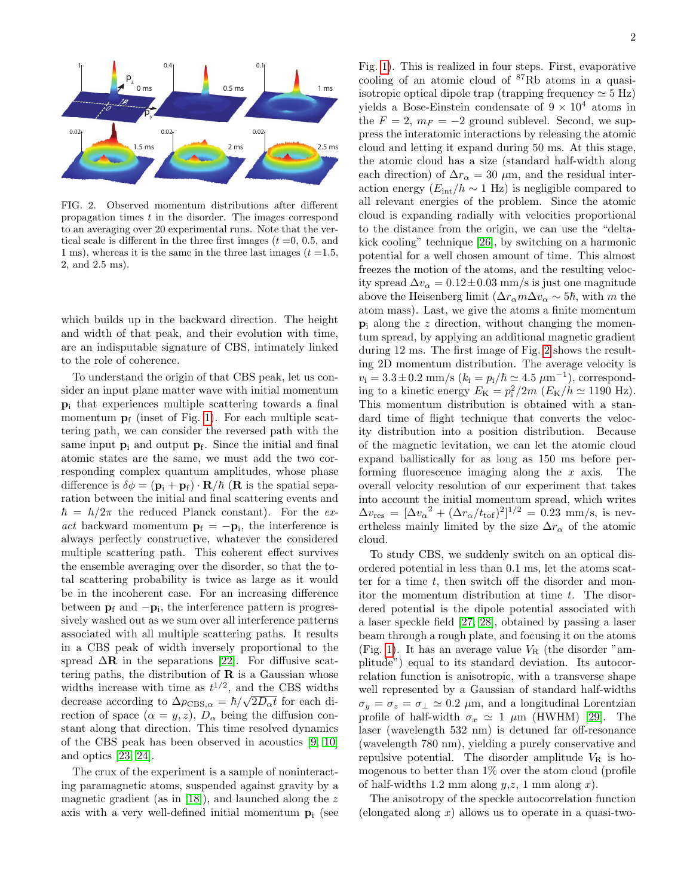FIG. 2. Observed momentum distributions after different propagation times $t$ in the disorder. The images correspond to an averaging over 20 experimental runs. Note that the vertical scale is different in the three first images ($t$ =0, 0.5, and 1 ms), whereas it is the same in the three last images ($t$ =1.5, 2, and 2.5 ms).

which builds up in the backward direction. The height and width of that peak, and their evolution with time, are an indisputable signature of CBS, intimately linked to the role of coherence.

To understand the origin of that CBS peak, let us consider an input plane matter wave with initial momentum $\mathbf{p}_\mathrm{i}$ that experiences multiple scattering towards a final momentum $\mathbf{p}_\mathrm{f}$ (inset of Fig. 1). For each multiple scattering path, we can consider the reversed path with the same input $\mathbf{p}_\mathrm{i}$ and output $\mathbf{p}_\mathrm{f}$. Since the initial and final atomic states are the same, we must add the two corresponding complex quantum amplitudes, whose phase difference is $\delta\phi = (\mathbf{p}_\mathrm{i} + \mathbf{p}_\mathrm{f}) \cdot \mathbf{R}/\hbar$ ($\mathbf{R}$ is the spatial separation between the initial and final scattering events and $\hbar = h/2\pi$ the reduced Planck constant). For the *exact* backward momentum $\mathbf{p}_\mathrm{f} = -\mathbf{p}_\mathrm{i}$, the interference is always perfectly constructive, whatever the considered multiple scattering path. This coherent effect survives the ensemble averaging over the disorder, so that the total scattering probability is twice as large as it would be in the incoherent case. For an increasing difference between $\mathbf{p}_\mathrm{f}$ and $-\mathbf{p}_\mathrm{i}$, the interference pattern is progressively washed out as we sum over all interference patterns associated with all multiple scattering paths. It results in a CBS peak of width inversely proportional to the spread $\Delta\mathbf{R}$ in the separations [22]. For diffusive scattering paths, the distribution of $\mathbf{R}$ is a Gaussian whose widths increase with time as $t^{1/2}$, and the CBS widths decrease according to $\Delta p_{\mathrm{CBS},\alpha} = \hbar/\sqrt{2D_\alpha t}$ for each direction of space ($\alpha = y, z$), $D_\alpha$ being the diffusion constant along that direction. This time resolved dynamics of the CBS peak has been observed in acoustics [9, 10] and optics [23, 24].

The crux of the experiment is a sample of noninteracting paramagnetic atoms, suspended against gravity by a magnetic gradient (as in [18]), and launched along the $z$ axis with a very well-defined initial momentum $\mathbf{p}_\mathrm{i}$ (see Fig. 1). This is realized in four steps. First, evaporative cooling of an atomic cloud of $^{87}$Rb atoms in a quasi-isotropic optical dipole trap (trapping frequency $\simeq 5$ Hz) yields a Bose-Einstein condensate of $9 \times 10^4$ atoms in the $F = 2$, $m_F = -2$ ground sublevel. Second, we suppress the interatomic interactions by releasing the atomic cloud and letting it expand during 50 ms. At this stage, the atomic cloud has a size (standard half-width along each direction) of $\Delta r_\alpha = 30$ $\mu$m, and the residual interaction energy ($E_\mathrm{int}/h \sim 1$ Hz) is negligible compared to all relevant energies of the problem. Since the atomic cloud is expanding radially with velocities proportional to the distance from the origin, we can use the "delta-kick cooling" technique [26], by switching on a harmonic potential for a well chosen amount of time. This almost freezes the motion of the atoms, and the resulting velocity spread $\Delta v_\alpha = 0.12 \pm 0.03$ mm/s is just one magnitude above the Heisenberg limit ($\Delta r_\alpha m \Delta v_\alpha \sim 5\hbar$, with $m$ the atom mass). Last, we give the atoms a finite momentum $\mathbf{p}_\mathrm{i}$ along the $z$ direction, without changing the momentum spread, by applying an additional magnetic gradient during 12 ms. The first image of Fig. 2 shows the resulting 2D momentum distribution. The average velocity is $v_\mathrm{i} = 3.3 \pm 0.2$ mm/s ($k_\mathrm{i} = p_\mathrm{i}/\hbar \simeq 4.5$ $\mu$m$^{-1}$), corresponding to a kinetic energy $E_\mathrm{K} = p_\mathrm{i}^2/2m$ ($E_\mathrm{K}/h \simeq 1190$ Hz). This momentum distribution is obtained with a standard time of flight technique that converts the velocity distribution into a position distribution. Because of the magnetic levitation, we can let the atomic cloud expand ballistically for as long as 150 ms before performing fluorescence imaging along the $x$ axis. The overall velocity resolution of our experiment that takes into account the initial momentum spread, which writes $\Delta v_\mathrm{res} = [\Delta v_\alpha{}^2 + (\Delta r_\alpha/t_\mathrm{tof})^2]^{1/2} = 0.23$ mm/s, is nevertheless mainly limited by the size $\Delta r_\alpha$ of the atomic cloud.

To study CBS, we suddenly switch on an optical disordered potential in less than 0.1 ms, let the atoms scatter for a time $t$, then switch off the disorder and monitor the momentum distribution at time $t$. The disordered potential is the dipole potential associated with a laser speckle field [27, 28], obtained by passing a laser beam through a rough plate, and focusing it on the atoms (Fig. 1). It has an average value $V_\mathrm{R}$ (the disorder "amplitude") equal to its standard deviation. Its autocorrelation function is anisotropic, with a transverse shape well represented by a Gaussian of standard half-widths $\sigma_y = \sigma_z = \sigma_\perp \simeq 0.2$ $\mu$m, and a longitudinal Lorentzian profile of half-width $\sigma_x \simeq 1$ $\mu$m (HWHM) [29]. The laser (wavelength 532 nm) is detuned far off-resonance (wavelength 780 nm), yielding a purely conservative and repulsive potential. The disorder amplitude $V_\mathrm{R}$ is homogenous to better than 1% over the atom cloud (profile of half-widths 1.2 mm along $y$,$z$, 1 mm along $x$).

The anisotropy of the speckle autocorrelation function (elongated along $x$) allows us to operate in a quasi-two-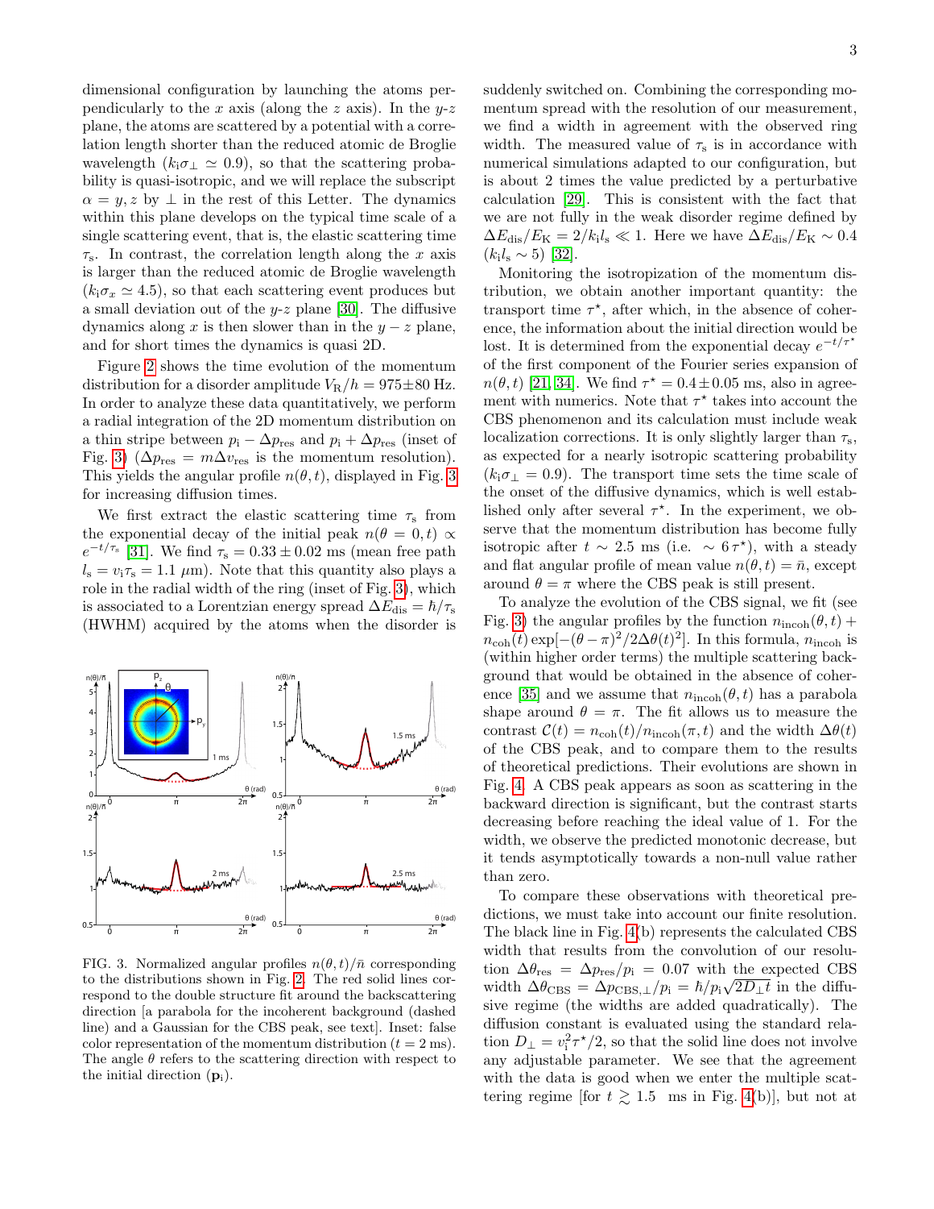dimensional configuration by launching the atoms perpendicularly to the $x$ axis (along the $z$ axis). In the $y$-$z$ plane, the atoms are scattered by a potential with a correlation length shorter than the reduced atomic de Broglie wavelength ($k_\mathrm{i}\sigma_\perp \simeq 0.9$), so that the scattering probability is quasi-isotropic, and we will replace the subscript $\alpha = y, z$ by $\perp$ in the rest of this Letter. The dynamics within this plane develops on the typical time scale of a single scattering event, that is, the elastic scattering time $\tau_\mathrm{s}$. In contrast, the correlation length along the $x$ axis is larger than the reduced atomic de Broglie wavelength ($k_\mathrm{i}\sigma_x \simeq 4.5$), so that each scattering event produces but a small deviation out of the $y$-$z$ plane [30]. The diffusive dynamics along $x$ is then slower than in the $y-z$ plane, and for short times the dynamics is quasi 2D.

Figure 2 shows the time evolution of the momentum distribution for a disorder amplitude $V_\mathrm{R}/h = 975 \pm 80$ Hz. In order to analyze these data quantitatively, we perform a radial integration of the 2D momentum distribution on a thin stripe between $p_\mathrm{i} - \Delta p_\mathrm{res}$ and $p_\mathrm{i} + \Delta p_\mathrm{res}$ (inset of Fig. 3) ($\Delta p_\mathrm{res} = m\Delta v_\mathrm{res}$ is the momentum resolution). This yields the angular profile $n(\theta, t)$, displayed in Fig. 3 for increasing diffusion times.

We first extract the elastic scattering time $\tau_\mathrm{s}$ from the exponential decay of the initial peak $n(\theta = 0, t) \propto e^{-t/\tau_\mathrm{s}}$ [31]. We find $\tau_\mathrm{s} = 0.33 \pm 0.02$ ms (mean free path $l_\mathrm{s} = v_\mathrm{i}\tau_\mathrm{s} = 1.1$ $\mu$m). Note that this quantity also plays a role in the radial width of the ring (inset of Fig. 3), which is associated to a Lorentzian energy spread $\Delta E_\mathrm{dis} = \hbar/\tau_\mathrm{s}$ (HWHM) acquired by the atoms when the disorder is suddenly switched on. Combining the corresponding momentum spread with the resolution of our measurement, we find a width in agreement with the observed ring width. The measured value of $\tau_\mathrm{s}$ is in accordance with numerical simulations adapted to our configuration, but is about 2 times the value predicted by a perturbative calculation [29]. This is consistent with the fact that we are not fully in the weak disorder regime defined by $\Delta E_\mathrm{dis}/E_\mathrm{K} = 2/k_\mathrm{i}l_\mathrm{s} \ll 1$. Here we have $\Delta E_\mathrm{dis}/E_\mathrm{K} \sim 0.4$ ($k_\mathrm{i}l_\mathrm{s} \sim 5$) [32].

FIG. 3. Normalized angular profiles $n(\theta, t)/\bar{n}$ corresponding to the distributions shown in Fig. 2. The red solid lines correspond to the double structure fit around the backscattering direction [a parabola for the incoherent background (dashed line) and a Gaussian for the CBS peak, see text]. Inset: false color representation of the momentum distribution ($t = 2$ ms). The angle $\theta$ refers to the scattering direction with respect to the initial direction ($\mathbf{p}_\mathrm{i}$).

Monitoring the isotropization of the momentum distribution, we obtain another important quantity: the transport time $\tau^\star$, after which, in the absence of coherence, the information about the initial direction would be lost. It is determined from the exponential decay $e^{-t/\tau^\star}$ of the first component of the Fourier series expansion of $n(\theta, t)$ [21, 34]. We find $\tau^\star = 0.4 \pm 0.05$ ms, also in agreement with numerics. Note that $\tau^\star$ takes into account the CBS phenomenon and its calculation must include weak localization corrections. It is only slightly larger than $\tau_\mathrm{s}$, as expected for a nearly isotropic scattering probability ($k_\mathrm{i}\sigma_\perp = 0.9$). The transport time sets the time scale of the onset of the diffusive dynamics, which is well established only after several $\tau^\star$. In the experiment, we observe that the momentum distribution has become fully isotropic after $t \sim 2.5$ ms (i.e. $\sim 6\,\tau^\star$), with a steady and flat angular profile of mean value $n(\theta, t) = \bar{n}$, except around $\theta = \pi$ where the CBS peak is still present.

To analyze the evolution of the CBS signal, we fit (see Fig. 3) the angular profiles by the function $n_\mathrm{incoh}(\theta, t) + n_\mathrm{coh}(t)\exp[-(\theta - \pi)^2/2\Delta\theta(t)^2]$. In this formula, $n_\mathrm{incoh}$ is (within higher order terms) the multiple scattering background that would be obtained in the absence of coherence [35] and we assume that $n_\mathrm{incoh}(\theta, t)$ has a parabola shape around $\theta = \pi$. The fit allows us to measure the contrast $\mathcal{C}(t) = n_\mathrm{coh}(t)/n_\mathrm{incoh}(\pi, t)$ and the width $\Delta\theta(t)$ of the CBS peak, and to compare them to the results of theoretical predictions. Their evolutions are shown in Fig. 4. A CBS peak appears as soon as scattering in the backward direction is significant, but the contrast starts decreasing before reaching the ideal value of 1. For the width, we observe the predicted monotonic decrease, but it tends asymptotically towards a non-null value rather than zero.

To compare these observations with theoretical predictions, we must take into account our finite resolution. The black line in Fig. 4(b) represents the calculated CBS width that results from the convolution of our resolution $\Delta\theta_\mathrm{res} = \Delta p_\mathrm{res}/p_\mathrm{i} = 0.07$ with the expected CBS width $\Delta\theta_\mathrm{CBS} = \Delta p_{\mathrm{CBS},\perp}/p_\mathrm{i} = \hbar/p_\mathrm{i}\sqrt{2D_\perp t}$ in the diffusive regime (the widths are added quadratically). The diffusion constant is evaluated using the standard relation $D_\perp = v_\mathrm{i}^2\tau^\star/2$, so that the solid line does not involve any adjustable parameter. We see that the agreement with the data is good when we enter the multiple scattering regime [for $t \gtrsim 1.5$ ms in Fig. 4(b)], but not at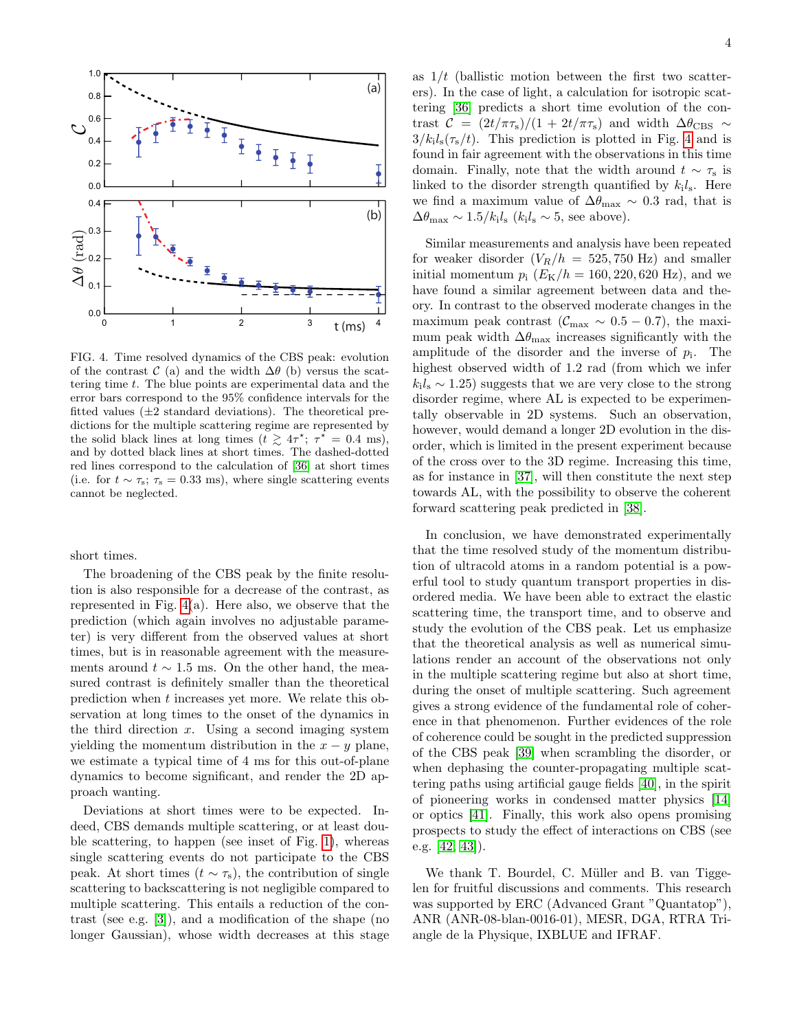FIG. 4. Time resolved dynamics of the CBS peak: evolution of the contrast $\mathcal{C}$ (a) and the width $\Delta\theta$ (b) versus the scattering time $t$. The blue points are experimental data and the error bars correspond to the 95% confidence intervals for the fitted values ($\pm 2$ standard deviations). The theoretical predictions for the multiple scattering regime are represented by the solid black lines at long times ($t \gtrsim 4\tau^{\star}$; $\tau^{\star} = 0.4$ ms), and by dotted black lines at short times. The dashed-dotted red lines correspond to the calculation of [36] at short times (i.e. for $t \sim \tau_{\rm s}$; $\tau_{\rm s} = 0.33$ ms), where single scattering events cannot be neglected.

short times.

The broadening of the CBS peak by the finite resolution is also responsible for a decrease of the contrast, as represented in Fig. 4(a). Here also, we observe that the prediction (which again involves no adjustable parameter) is very different from the observed values at short times, but is in reasonable agreement with the measurements around $t \sim 1.5$ ms. On the other hand, the measured contrast is definitely smaller than the theoretical prediction when $t$ increases yet more. We relate this observation at long times to the onset of the dynamics in the third direction $x$. Using a second imaging system yielding the momentum distribution in the $x-y$ plane, we estimate a typical time of 4 ms for this out-of-plane dynamics to become significant, and render the 2D approach wanting.

Deviations at short times were to be expected. Indeed, CBS demands multiple scattering, or at least double scattering, to happen (see inset of Fig. 1), whereas single scattering events do not participate to the CBS peak. At short times ($t \sim \tau_{\rm s}$), the contribution of single scattering to backscattering is not negligible compared to multiple scattering. This entails a reduction of the contrast (see e.g. [3]), and a modification of the shape (no longer Gaussian), whose width decreases at this stage as $1/t$ (ballistic motion between the first two scatterers). In the case of light, a calculation for isotropic scattering [36] predicts a short time evolution of the contrast $\mathcal{C} = (2t/\pi\tau_{\rm s})/(1 + 2t/\pi\tau_{\rm s})$ and width $\Delta\theta_{\rm CBS} \sim 3/k_{\rm i}l_{\rm s}(\tau_{\rm s}/t)$. This prediction is plotted in Fig. 4 and is found in fair agreement with the observations in this time domain. Finally, note that the width around $t \sim \tau_{\rm s}$ is linked to the disorder strength quantified by $k_{\rm i}l_{\rm s}$. Here we find a maximum value of $\Delta\theta_{\rm max} \sim 0.3$ rad, that is $\Delta\theta_{\rm max} \sim 1.5/k_{\rm i}l_{\rm s}$ ($k_{\rm i}l_{\rm s} \sim 5$, see above).

Similar measurements and analysis have been repeated for weaker disorder ($V_R/h = 525, 750$ Hz) and smaller initial momentum $p_{\rm i}$ ($E_{\rm K}/h = 160, 220, 620$ Hz), and we have found a similar agreement between data and theory. In contrast to the observed moderate changes in the maximum peak contrast ($\mathcal{C}_{\rm max} \sim 0.5-0.7$), the maximum peak width $\Delta\theta_{\rm max}$ increases significantly with the amplitude of the disorder and the inverse of $p_{\rm i}$. The highest observed width of 1.2 rad (from which we infer $k_{\rm i}l_{\rm s} \sim 1.25$) suggests that we are very close to the strong disorder regime, where AL is expected to be experimentally observable in 2D systems. Such an observation, however, would demand a longer 2D evolution in the disorder, which is limited in the present experiment because of the cross over to the 3D regime. Increasing this time, as for instance in [37], will then constitute the next step towards AL, with the possibility to observe the coherent forward scattering peak predicted in [38].

In conclusion, we have demonstrated experimentally that the time resolved study of the momentum distribution of ultracold atoms in a random potential is a powerful tool to study quantum transport properties in disordered media. We have been able to extract the elastic scattering time, the transport time, and to observe and study the evolution of the CBS peak. Let us emphasize that the theoretical analysis as well as numerical simulations render an account of the observations not only in the multiple scattering regime but also at short time, during the onset of multiple scattering. Such agreement gives a strong evidence of the fundamental role of coherence in that phenomenon. Further evidences of the role of coherence could be sought in the predicted suppression of the CBS peak [39] when scrambling the disorder, or when dephasing the counter-propagating multiple scattering paths using artificial gauge fields [40], in the spirit of pioneering works in condensed matter physics [14] or optics [41]. Finally, this work also opens promising prospects to study the effect of interactions on CBS (see e.g. [42, 43]).

We thank T. Bourdel, C. Müller and B. van Tiggelen for fruitful discussions and comments. This research was supported by ERC (Advanced Grant "Quantatop"), ANR (ANR-08-blan-0016-01), MESR, DGA, RTRA Triangle de la Physique, IXBLUE and IFRAF.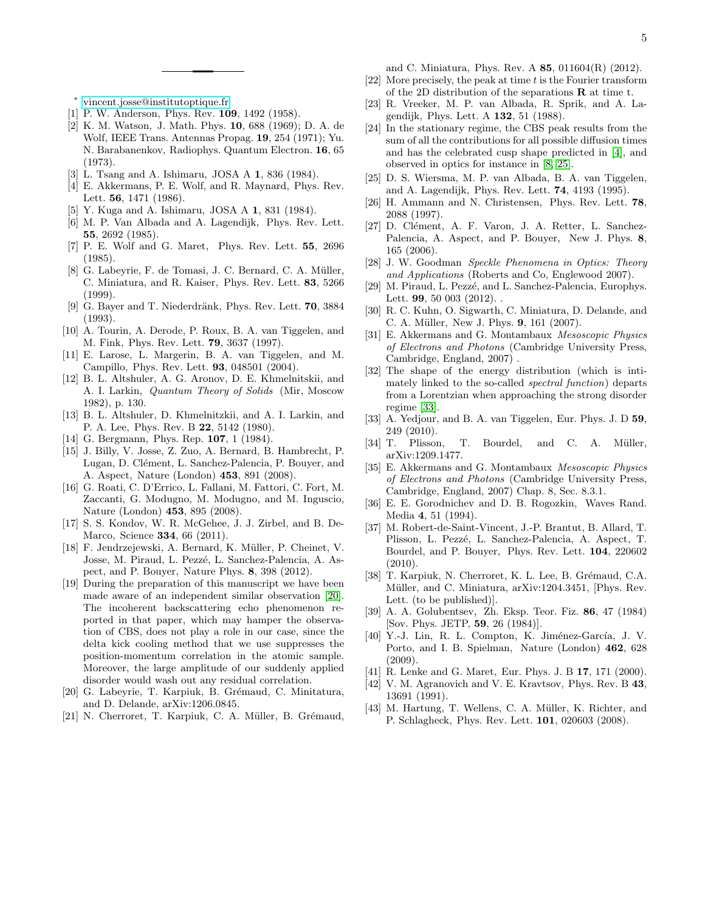* vincent.josse@institutoptique.fr

[1] P. W. Anderson, Phys. Rev. **109**, 1492 (1958).

[2] K. M. Watson, J. Math. Phys. **10**, 688 (1969); D. A. de Wolf, IEEE Trans. Antennas Propag. **19**, 254 (1971); Yu. N. Barabanenkov, Radiophys. Quantum Electron. **16**, 65 (1973).

[3] L. Tsang and A. Ishimaru, JOSA A **1**, 836 (1984).

[4] E. Akkermans, P. E. Wolf, and R. Maynard, Phys. Rev. Lett. **56**, 1471 (1986).

[5] Y. Kuga and A. Ishimaru, JOSA A **1**, 831 (1984).

[6] M. P. Van Albada and A. Lagendijk, Phys. Rev. Lett. **55**, 2692 (1985).

[7] P. E. Wolf and G. Maret, Phys. Rev. Lett. **55**, 2696 (1985).

[8] G. Labeyrie, F. de Tomasi, J. C. Bernard, C. A. Müller, C. Miniatura, and R. Kaiser, Phys. Rev. Lett. **83**, 5266 (1999).

[9] G. Bayer and T. Niederdränk, Phys. Rev. Lett. **70**, 3884 (1993).

[10] A. Tourin, A. Derode, P. Roux, B. A. van Tiggelen, and M. Fink, Phys. Rev. Lett. **79**, 3637 (1997).

[11] E. Larose, L. Margerin, B. A. van Tiggelen, and M. Campillo, Phys. Rev. Lett. **93**, 048501 (2004).

[12] B. L. Altshuler, A. G. Aronov, D. E. Khmelnitskii, and A. I. Larkin, *Quantum Theory of Solids* (Mir, Moscow 1982), p. 130.

[13] B. L. Altshuler, D. Khmelnitzkii, and A. I. Larkin, and P. A. Lee, Phys. Rev. B **22**, 5142 (1980).

[14] G. Bergmann, Phys. Rep. **107**, 1 (1984).

[15] J. Billy, V. Josse, Z. Zuo, A. Bernard, B. Hambrecht, P. Lugan, D. Clément, L. Sanchez-Palencia, P. Bouyer, and A. Aspect, Nature (London) **453**, 891 (2008).

[16] G. Roati, C. D'Errico, L. Fallani, M. Fattori, C. Fort, M. Zaccanti, G. Modugno, M. Modugno, and M. Inguscio, Nature (London) **453**, 895 (2008).

[17] S. S. Kondov, W. R. McGehee, J. J. Zirbel, and B. DeMarco, Science **334**, 66 (2011).

[18] F. Jendrzejewski, A. Bernard, K. Müller, P. Cheinet, V. Josse, M. Piraud, L. Pezzé, L. Sanchez-Palencia, A. Aspect, and P. Bouyer, Nature Phys. **8**, 398 (2012).

[19] During the preparation of this manuscript we have been made aware of an independent similar observation [20]. The incoherent backscattering echo phenomenon reported in that paper, which may hamper the observation of CBS, does not play a role in our case, since the delta kick cooling method that we use suppresses the position-momentum correlation in the atomic sample. Moreover, the large amplitude of our suddenly applied disorder would wash out any residual correlation.

[20] G. Labeyrie, T. Karpiuk, B. Grémaud, C. Minitatura, and D. Delande, arXiv:1206.0845.

[21] N. Cherroret, T. Karpiuk, C. A. Müller, B. Grémaud, and C. Miniatura, Phys. Rev. A **85**, 011604(R) (2012).

[22] More precisely, the peak at time $t$ is the Fourier transform of the 2D distribution of the separations $\mathbf{R}$ at time t.

[23] R. Vreeker, M. P. van Albada, R. Sprik, and A. Lagendijk, Phys. Lett. A **132**, 51 (1988).

[24] In the stationary regime, the CBS peak results from the sum of all the contributions for all possible diffusion times and has the celebrated cusp shape predicted in [4], and observed in optics for instance in [8, 25].

[25] D. S. Wiersma, M. P. van Albada, B. A. van Tiggelen, and A. Lagendijk, Phys. Rev. Lett. **74**, 4193 (1995).

[26] H. Ammann and N. Christensen, Phys. Rev. Lett. **78**, 2088 (1997).

[27] D. Clément, A. F. Varon, J. A. Retter, L. Sanchez-Palencia, A. Aspect, and P. Bouyer, New J. Phys. **8**, 165 (2006).

[28] J. W. Goodman *Speckle Phenomena in Optics: Theory and Applications* (Roberts and Co, Englewood 2007).

[29] M. Piraud, L. Pezzé, and L. Sanchez-Palencia, Europhys. Lett. **99**, 50 003 (2012). .

[30] R. C. Kuhn, O. Sigwarth, C. Miniatura, D. Delande, and C. A. Müller, New J. Phys. **9**, 161 (2007).

[31] E. Akkermans and G. Montambaux *Mesoscopic Physics of Electrons and Photons* (Cambridge University Press, Cambridge, England, 2007) .

[32] The shape of the energy distribution (which is intimately linked to the so-called *spectral function*) departs from a Lorentzian when approaching the strong disorder regime [33].

[33] A. Yedjour, and B. A. van Tiggelen, Eur. Phys. J. D **59**, 249 (2010).

[34] T. Plisson, T. Bourdel, and C. A. Müller, arXiv:1209.1477.

[35] E. Akkermans and G. Montambaux *Mesoscopic Physics of Electrons and Photons* (Cambridge University Press, Cambridge, England, 2007) Chap. 8, Sec. 8.3.1.

[36] E. E. Gorodnichev and D. B. Rogozkin, Waves Rand. Media **4**, 51 (1994).

[37] M. Robert-de-Saint-Vincent, J.-P. Brantut, B. Allard, T. Plisson, L. Pezzé, L. Sanchez-Palencia, A. Aspect, T. Bourdel, and P. Bouyer, Phys. Rev. Lett. **104**, 220602 (2010).

[38] T. Karpiuk, N. Cherroret, K. L. Lee, B. Grémaud, C.A. Müller, and C. Miniatura, arXiv:1204.3451, [Phys. Rev. Lett. (to be published)].

[39] A. A. Golubentsev, Zh. Eksp. Teor. Fiz. **86**, 47 (1984) [Sov. Phys. JETP, **59**, 26 (1984)].

[40] Y.-J. Lin, R. L. Compton, K. Jiménez-García, J. V. Porto, and I. B. Spielman, Nature (London) **462**, 628 (2009).

[41] R. Lenke and G. Maret, Eur. Phys. J. B **17**, 171 (2000).

[42] V. M. Agranovich and V. E. Kravtsov, Phys. Rev. B **43**, 13691 (1991).

[43] M. Hartung, T. Wellens, C. A. Müller, K. Richter, and P. Schlagheck, Phys. Rev. Lett. **101**, 020603 (2008).